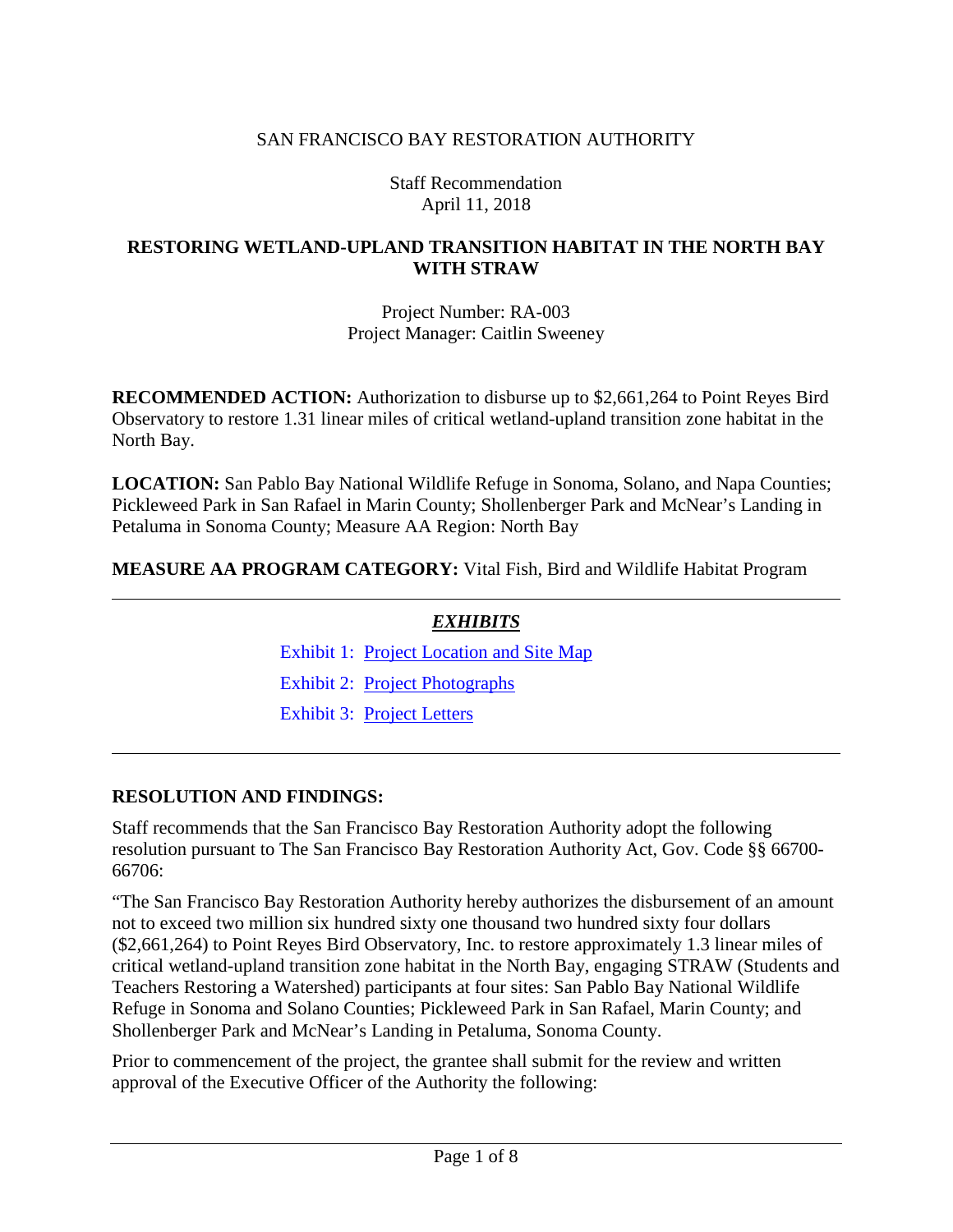SAN FRANCISCO BAY RESTORATION AUTHORITY

Staff Recommendation
April 11, 2018

# RESTORING WETLAND-UPLAND TRANSITION HABITAT IN THE NORTH BAY WITH STRAW

Project Number: RA-003
Project Manager: Caitlin Sweeney

**RECOMMENDED ACTION:** Authorization to disburse up to $2,661,264 to Point Reyes Bird Observatory to restore 1.31 linear miles of critical wetland-upland transition zone habitat in the North Bay.

**LOCATION:** San Pablo Bay National Wildlife Refuge in Sonoma, Solano, and Napa Counties; Pickleweed Park in San Rafael in Marin County; Shollenberger Park and McNear's Landing in Petaluma in Sonoma County; Measure AA Region: North Bay

**MEASURE AA PROGRAM CATEGORY:** Vital Fish, Bird and Wildlife Habitat Program

---

## *EXHIBITS*

Exhibit 1: Project Location and Site Map

Exhibit 2: Project Photographs

Exhibit 3: Project Letters

---

## RESOLUTION AND FINDINGS:

Staff recommends that the San Francisco Bay Restoration Authority adopt the following resolution pursuant to The San Francisco Bay Restoration Authority Act, Gov. Code §§ 66700-66706:

"The San Francisco Bay Restoration Authority hereby authorizes the disbursement of an amount not to exceed two million six hundred sixty one thousand two hundred sixty four dollars ($2,661,264) to Point Reyes Bird Observatory, Inc. to restore approximately 1.3 linear miles of critical wetland-upland transition zone habitat in the North Bay, engaging STRAW (Students and Teachers Restoring a Watershed) participants at four sites: San Pablo Bay National Wildlife Refuge in Sonoma and Solano Counties; Pickleweed Park in San Rafael, Marin County; and Shollenberger Park and McNear's Landing in Petaluma, Sonoma County.

Prior to commencement of the project, the grantee shall submit for the review and written approval of the Executive Officer of the Authority the following: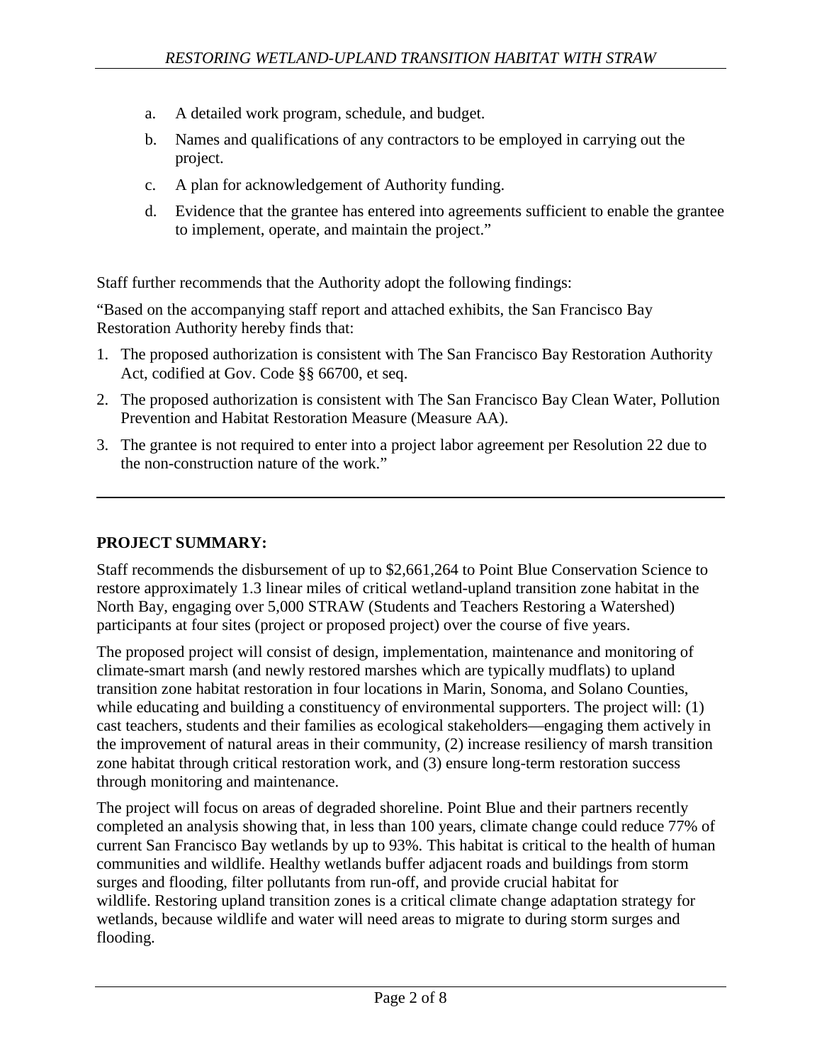a. A detailed work program, schedule, and budget.

b. Names and qualifications of any contractors to be employed in carrying out the project.

c. A plan for acknowledgement of Authority funding.

d. Evidence that the grantee has entered into agreements sufficient to enable the grantee to implement, operate, and maintain the project."

Staff further recommends that the Authority adopt the following findings:

"Based on the accompanying staff report and attached exhibits, the San Francisco Bay Restoration Authority hereby finds that:

1. The proposed authorization is consistent with The San Francisco Bay Restoration Authority Act, codified at Gov. Code §§ 66700, et seq.
2. The proposed authorization is consistent with The San Francisco Bay Clean Water, Pollution Prevention and Habitat Restoration Measure (Measure AA).
3. The grantee is not required to enter into a project labor agreement per Resolution 22 due to the non-construction nature of the work."

---

**PROJECT SUMMARY:**

Staff recommends the disbursement of up to $2,661,264 to Point Blue Conservation Science to restore approximately 1.3 linear miles of critical wetland-upland transition zone habitat in the North Bay, engaging over 5,000 STRAW (Students and Teachers Restoring a Watershed) participants at four sites (project or proposed project) over the course of five years.

The proposed project will consist of design, implementation, maintenance and monitoring of climate-smart marsh (and newly restored marshes which are typically mudflats) to upland transition zone habitat restoration in four locations in Marin, Sonoma, and Solano Counties, while educating and building a constituency of environmental supporters. The project will: (1) cast teachers, students and their families as ecological stakeholders—engaging them actively in the improvement of natural areas in their community, (2) increase resiliency of marsh transition zone habitat through critical restoration work, and (3) ensure long-term restoration success through monitoring and maintenance.

The project will focus on areas of degraded shoreline. Point Blue and their partners recently completed an analysis showing that, in less than 100 years, climate change could reduce 77% of current San Francisco Bay wetlands by up to 93%. This habitat is critical to the health of human communities and wildlife. Healthy wetlands buffer adjacent roads and buildings from storm surges and flooding, filter pollutants from run-off, and provide crucial habitat for wildlife. Restoring upland transition zones is a critical climate change adaptation strategy for wetlands, because wildlife and water will need areas to migrate to during storm surges and flooding.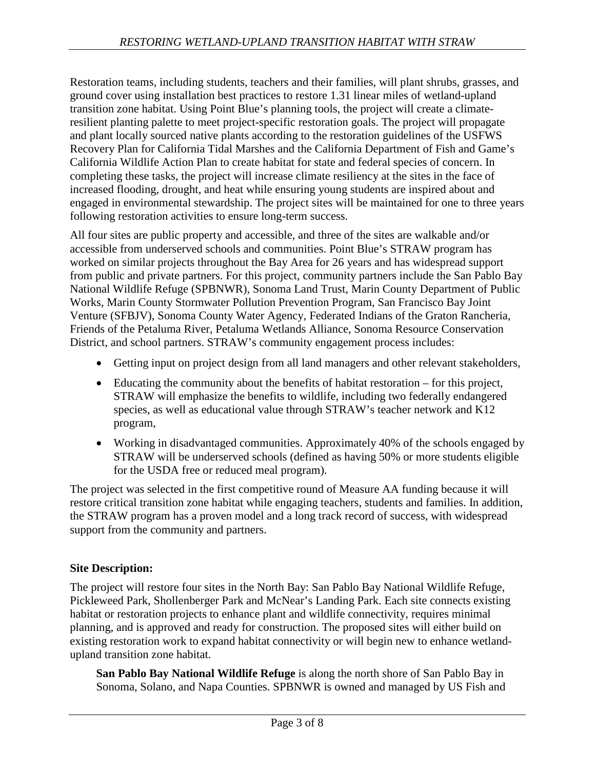Restoration teams, including students, teachers and their families, will plant shrubs, grasses, and ground cover using installation best practices to restore 1.31 linear miles of wetland-upland transition zone habitat. Using Point Blue's planning tools, the project will create a climate-resilient planting palette to meet project-specific restoration goals. The project will propagate and plant locally sourced native plants according to the restoration guidelines of the USFWS Recovery Plan for California Tidal Marshes and the California Department of Fish and Game's California Wildlife Action Plan to create habitat for state and federal species of concern. In completing these tasks, the project will increase climate resiliency at the sites in the face of increased flooding, drought, and heat while ensuring young students are inspired about and engaged in environmental stewardship. The project sites will be maintained for one to three years following restoration activities to ensure long-term success.

All four sites are public property and accessible, and three of the sites are walkable and/or accessible from underserved schools and communities. Point Blue's STRAW program has worked on similar projects throughout the Bay Area for 26 years and has widespread support from public and private partners. For this project, community partners include the San Pablo Bay National Wildlife Refuge (SPBNWR), Sonoma Land Trust, Marin County Department of Public Works, Marin County Stormwater Pollution Prevention Program, San Francisco Bay Joint Venture (SFBJV), Sonoma County Water Agency, Federated Indians of the Graton Rancheria, Friends of the Petaluma River, Petaluma Wetlands Alliance, Sonoma Resource Conservation District, and school partners. STRAW's community engagement process includes:

- Getting input on project design from all land managers and other relevant stakeholders,
- Educating the community about the benefits of habitat restoration – for this project, STRAW will emphasize the benefits to wildlife, including two federally endangered species, as well as educational value through STRAW's teacher network and K12 program,
- Working in disadvantaged communities. Approximately 40% of the schools engaged by STRAW will be underserved schools (defined as having 50% or more students eligible for the USDA free or reduced meal program).

The project was selected in the first competitive round of Measure AA funding because it will restore critical transition zone habitat while engaging teachers, students and families. In addition, the STRAW program has a proven model and a long track record of success, with widespread support from the community and partners.

**Site Description:**

The project will restore four sites in the North Bay: San Pablo Bay National Wildlife Refuge, Pickleweed Park, Shollenberger Park and McNear's Landing Park. Each site connects existing habitat or restoration projects to enhance plant and wildlife connectivity, requires minimal planning, and is approved and ready for construction. The proposed sites will either build on existing restoration work to expand habitat connectivity or will begin new to enhance wetland-upland transition zone habitat.

**San Pablo Bay National Wildlife Refuge** is along the north shore of San Pablo Bay in Sonoma, Solano, and Napa Counties. SPBNWR is owned and managed by US Fish and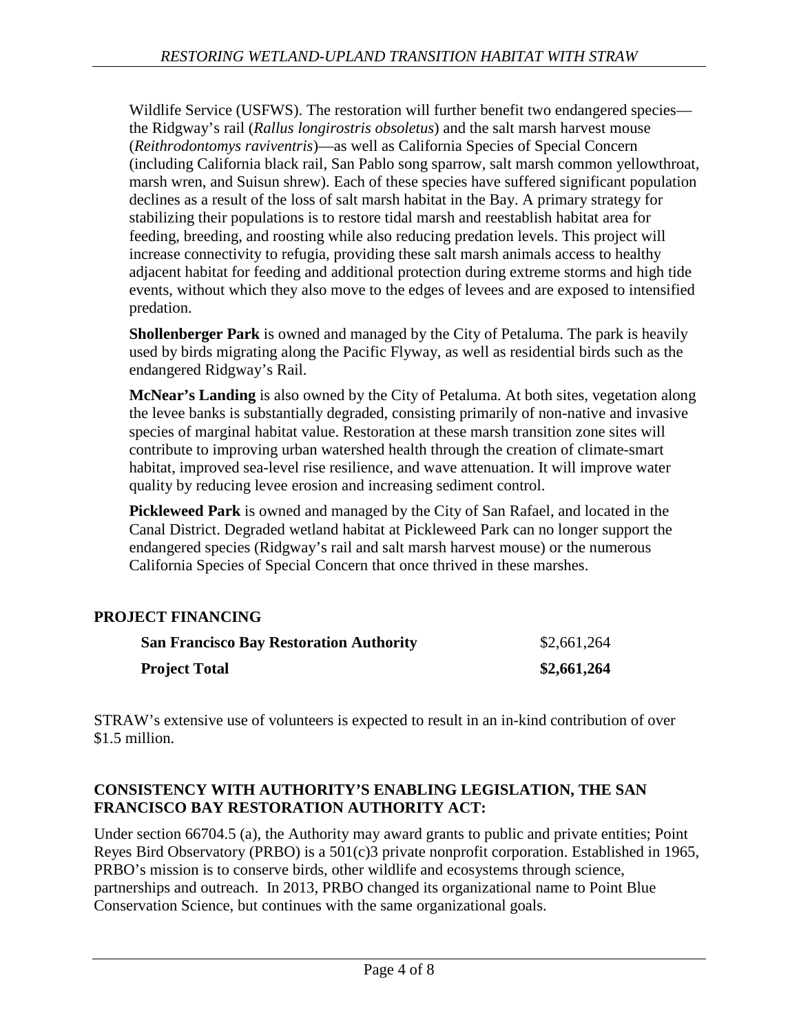Wildlife Service (USFWS). The restoration will further benefit two endangered species—the Ridgway's rail (*Rallus longirostris obsoletus*) and the salt marsh harvest mouse (*Reithrodontomys raviventris*)—as well as California Species of Special Concern (including California black rail, San Pablo song sparrow, salt marsh common yellowthroat, marsh wren, and Suisun shrew). Each of these species have suffered significant population declines as a result of the loss of salt marsh habitat in the Bay. A primary strategy for stabilizing their populations is to restore tidal marsh and reestablish habitat area for feeding, breeding, and roosting while also reducing predation levels. This project will increase connectivity to refugia, providing these salt marsh animals access to healthy adjacent habitat for feeding and additional protection during extreme storms and high tide events, without which they also move to the edges of levees and are exposed to intensified predation.

**Shollenberger Park** is owned and managed by the City of Petaluma. The park is heavily used by birds migrating along the Pacific Flyway, as well as residential birds such as the endangered Ridgway's Rail.

**McNear's Landing** is also owned by the City of Petaluma. At both sites, vegetation along the levee banks is substantially degraded, consisting primarily of non-native and invasive species of marginal habitat value. Restoration at these marsh transition zone sites will contribute to improving urban watershed health through the creation of climate-smart habitat, improved sea-level rise resilience, and wave attenuation. It will improve water quality by reducing levee erosion and increasing sediment control.

**Pickleweed Park** is owned and managed by the City of San Rafael, and located in the Canal District. Degraded wetland habitat at Pickleweed Park can no longer support the endangered species (Ridgway's rail and salt marsh harvest mouse) or the numerous California Species of Special Concern that once thrived in these marshes.

## PROJECT FINANCING

| | |
|---|---|
| **San Francisco Bay Restoration Authority** | $2,661,264 |
| **Project Total** | **$2,661,264** |

STRAW's extensive use of volunteers is expected to result in an in-kind contribution of over $1.5 million.

## CONSISTENCY WITH AUTHORITY'S ENABLING LEGISLATION, THE SAN FRANCISCO BAY RESTORATION AUTHORITY ACT:

Under section 66704.5 (a), the Authority may award grants to public and private entities; Point Reyes Bird Observatory (PRBO) is a 501(c)3 private nonprofit corporation. Established in 1965, PRBO's mission is to conserve birds, other wildlife and ecosystems through science, partnerships and outreach. In 2013, PRBO changed its organizational name to Point Blue Conservation Science, but continues with the same organizational goals.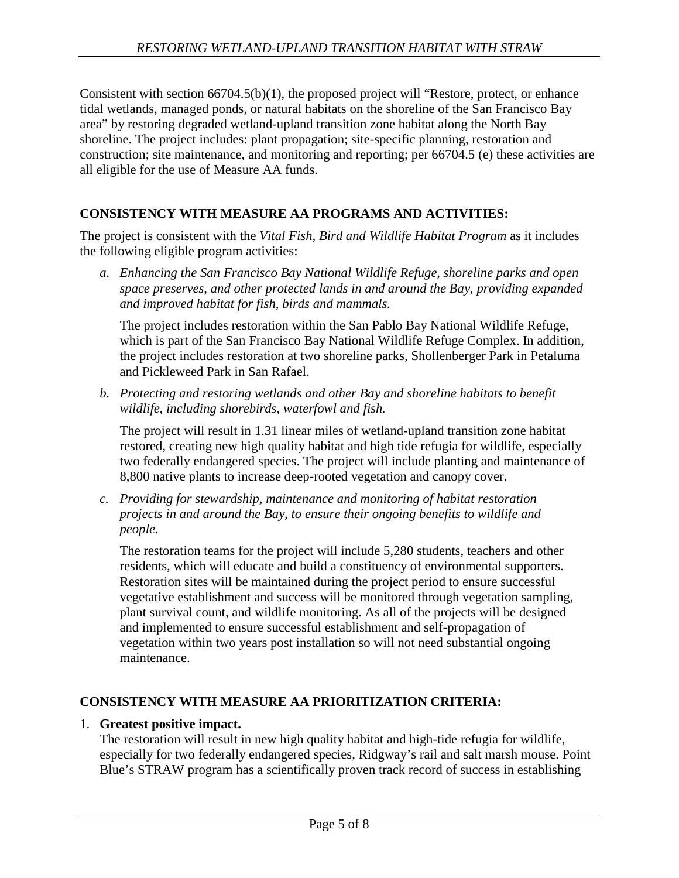Consistent with section 66704.5(b)(1), the proposed project will "Restore, protect, or enhance tidal wetlands, managed ponds, or natural habitats on the shoreline of the San Francisco Bay area" by restoring degraded wetland-upland transition zone habitat along the North Bay shoreline. The project includes: plant propagation; site-specific planning, restoration and construction; site maintenance, and monitoring and reporting; per 66704.5 (e) these activities are all eligible for the use of Measure AA funds.

## CONSISTENCY WITH MEASURE AA PROGRAMS AND ACTIVITIES:

The project is consistent with the *Vital Fish, Bird and Wildlife Habitat Program* as it includes the following eligible program activities:

a. *Enhancing the San Francisco Bay National Wildlife Refuge, shoreline parks and open space preserves, and other protected lands in and around the Bay, providing expanded and improved habitat for fish, birds and mammals.*

   The project includes restoration within the San Pablo Bay National Wildlife Refuge, which is part of the San Francisco Bay National Wildlife Refuge Complex. In addition, the project includes restoration at two shoreline parks, Shollenberger Park in Petaluma and Pickleweed Park in San Rafael.

b. *Protecting and restoring wetlands and other Bay and shoreline habitats to benefit wildlife, including shorebirds, waterfowl and fish.*

   The project will result in 1.31 linear miles of wetland-upland transition zone habitat restored, creating new high quality habitat and high tide refugia for wildlife, especially two federally endangered species. The project will include planting and maintenance of 8,800 native plants to increase deep-rooted vegetation and canopy cover.

c. *Providing for stewardship, maintenance and monitoring of habitat restoration projects in and around the Bay, to ensure their ongoing benefits to wildlife and people.*

   The restoration teams for the project will include 5,280 students, teachers and other residents, which will educate and build a constituency of environmental supporters. Restoration sites will be maintained during the project period to ensure successful vegetative establishment and success will be monitored through vegetation sampling, plant survival count, and wildlife monitoring. As all of the projects will be designed and implemented to ensure successful establishment and self-propagation of vegetation within two years post installation so will not need substantial ongoing maintenance.

## CONSISTENCY WITH MEASURE AA PRIORITIZATION CRITERIA:

1. **Greatest positive impact.**
   The restoration will result in new high quality habitat and high-tide refugia for wildlife, especially for two federally endangered species, Ridgway's rail and salt marsh mouse. Point Blue's STRAW program has a scientifically proven track record of success in establishing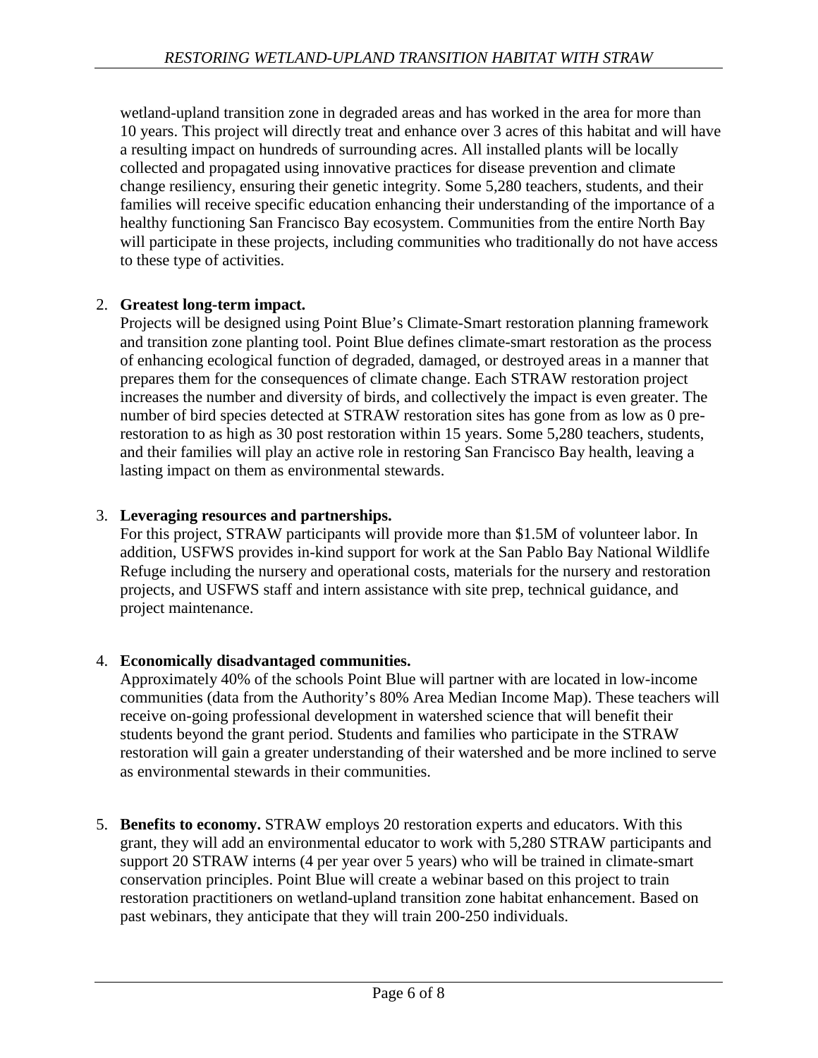wetland-upland transition zone in degraded areas and has worked in the area for more than 10 years. This project will directly treat and enhance over 3 acres of this habitat and will have a resulting impact on hundreds of surrounding acres. All installed plants will be locally collected and propagated using innovative practices for disease prevention and climate change resiliency, ensuring their genetic integrity. Some 5,280 teachers, students, and their families will receive specific education enhancing their understanding of the importance of a healthy functioning San Francisco Bay ecosystem. Communities from the entire North Bay will participate in these projects, including communities who traditionally do not have access to these type of activities.

2. **Greatest long-term impact.**
   Projects will be designed using Point Blue's Climate-Smart restoration planning framework and transition zone planting tool. Point Blue defines climate-smart restoration as the process of enhancing ecological function of degraded, damaged, or destroyed areas in a manner that prepares them for the consequences of climate change. Each STRAW restoration project increases the number and diversity of birds, and collectively the impact is even greater. The number of bird species detected at STRAW restoration sites has gone from as low as 0 pre-restoration to as high as 30 post restoration within 15 years. Some 5,280 teachers, students, and their families will play an active role in restoring San Francisco Bay health, leaving a lasting impact on them as environmental stewards.

3. **Leveraging resources and partnerships.**
   For this project, STRAW participants will provide more than $1.5M of volunteer labor. In addition, USFWS provides in-kind support for work at the San Pablo Bay National Wildlife Refuge including the nursery and operational costs, materials for the nursery and restoration projects, and USFWS staff and intern assistance with site prep, technical guidance, and project maintenance.

4. **Economically disadvantaged communities.**
   Approximately 40% of the schools Point Blue will partner with are located in low-income communities (data from the Authority's 80% Area Median Income Map). These teachers will receive on-going professional development in watershed science that will benefit their students beyond the grant period. Students and families who participate in the STRAW restoration will gain a greater understanding of their watershed and be more inclined to serve as environmental stewards in their communities.

5. **Benefits to economy.** STRAW employs 20 restoration experts and educators. With this grant, they will add an environmental educator to work with 5,280 STRAW participants and support 20 STRAW interns (4 per year over 5 years) who will be trained in climate-smart conservation principles. Point Blue will create a webinar based on this project to train restoration practitioners on wetland-upland transition zone habitat enhancement. Based on past webinars, they anticipate that they will train 200-250 individuals.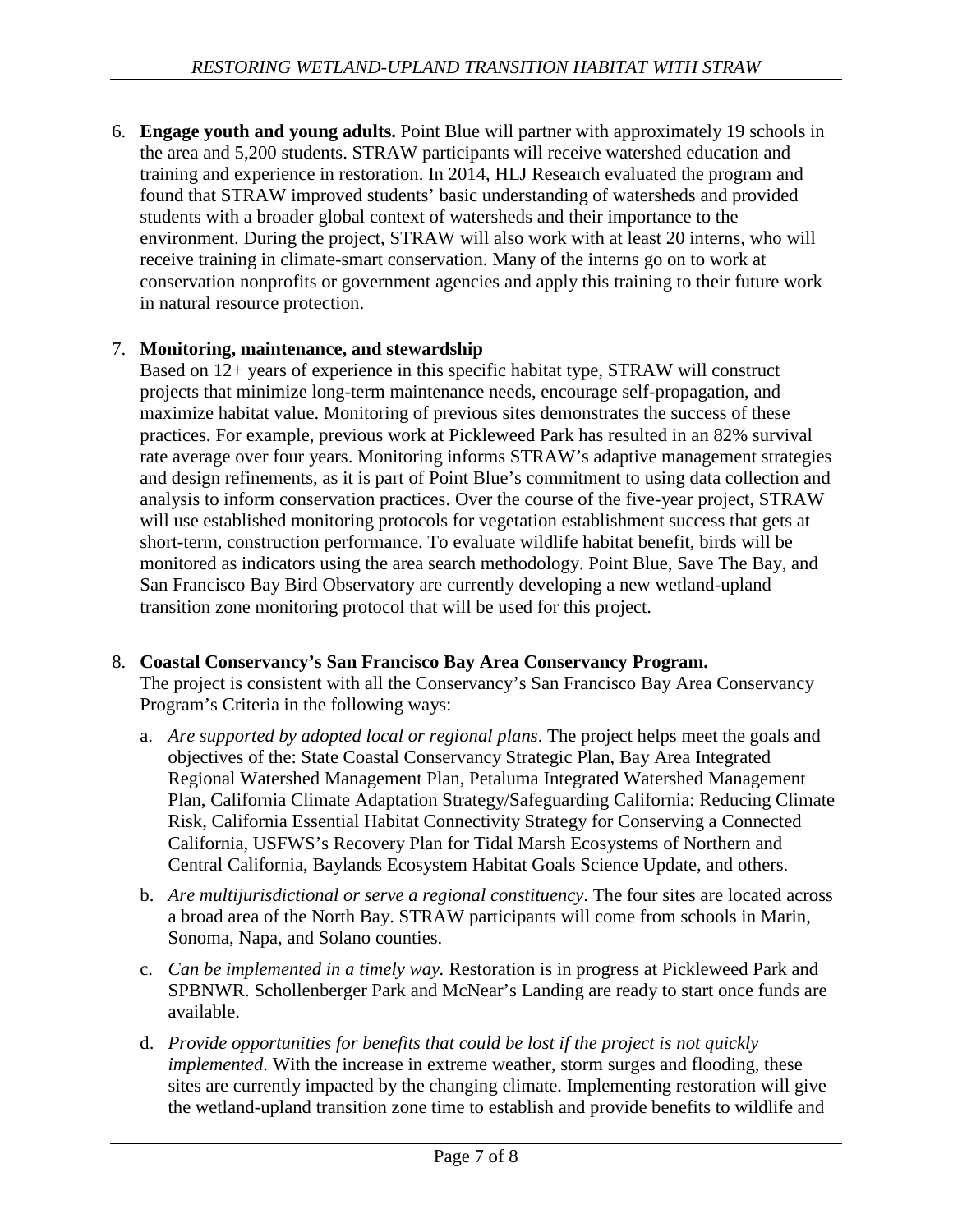6. **Engage youth and young adults.** Point Blue will partner with approximately 19 schools in the area and 5,200 students. STRAW participants will receive watershed education and training and experience in restoration. In 2014, HLJ Research evaluated the program and found that STRAW improved students' basic understanding of watersheds and provided students with a broader global context of watersheds and their importance to the environment. During the project, STRAW will also work with at least 20 interns, who will receive training in climate-smart conservation. Many of the interns go on to work at conservation nonprofits or government agencies and apply this training to their future work in natural resource protection.

7. **Monitoring, maintenance, and stewardship**
   Based on 12+ years of experience in this specific habitat type, STRAW will construct projects that minimize long-term maintenance needs, encourage self-propagation, and maximize habitat value. Monitoring of previous sites demonstrates the success of these practices. For example, previous work at Pickleweed Park has resulted in an 82% survival rate average over four years. Monitoring informs STRAW's adaptive management strategies and design refinements, as it is part of Point Blue's commitment to using data collection and analysis to inform conservation practices. Over the course of the five-year project, STRAW will use established monitoring protocols for vegetation establishment success that gets at short-term, construction performance. To evaluate wildlife habitat benefit, birds will be monitored as indicators using the area search methodology. Point Blue, Save The Bay, and San Francisco Bay Bird Observatory are currently developing a new wetland-upland transition zone monitoring protocol that will be used for this project.

8. **Coastal Conservancy's San Francisco Bay Area Conservancy Program.**
   The project is consistent with all the Conservancy's San Francisco Bay Area Conservancy Program's Criteria in the following ways:

   a. *Are supported by adopted local or regional plans*. The project helps meet the goals and objectives of the: State Coastal Conservancy Strategic Plan, Bay Area Integrated Regional Watershed Management Plan, Petaluma Integrated Watershed Management Plan, California Climate Adaptation Strategy/Safeguarding California: Reducing Climate Risk, California Essential Habitat Connectivity Strategy for Conserving a Connected California, USFWS's Recovery Plan for Tidal Marsh Ecosystems of Northern and Central California, Baylands Ecosystem Habitat Goals Science Update, and others.

   b. *Are multijurisdictional or serve a regional constituency*. The four sites are located across a broad area of the North Bay. STRAW participants will come from schools in Marin, Sonoma, Napa, and Solano counties.

   c. *Can be implemented in a timely way.* Restoration is in progress at Pickleweed Park and SPBNWR. Schollenberger Park and McNear's Landing are ready to start once funds are available.

   d. *Provide opportunities for benefits that could be lost if the project is not quickly implemented*. With the increase in extreme weather, storm surges and flooding, these sites are currently impacted by the changing climate. Implementing restoration will give the wetland-upland transition zone time to establish and provide benefits to wildlife and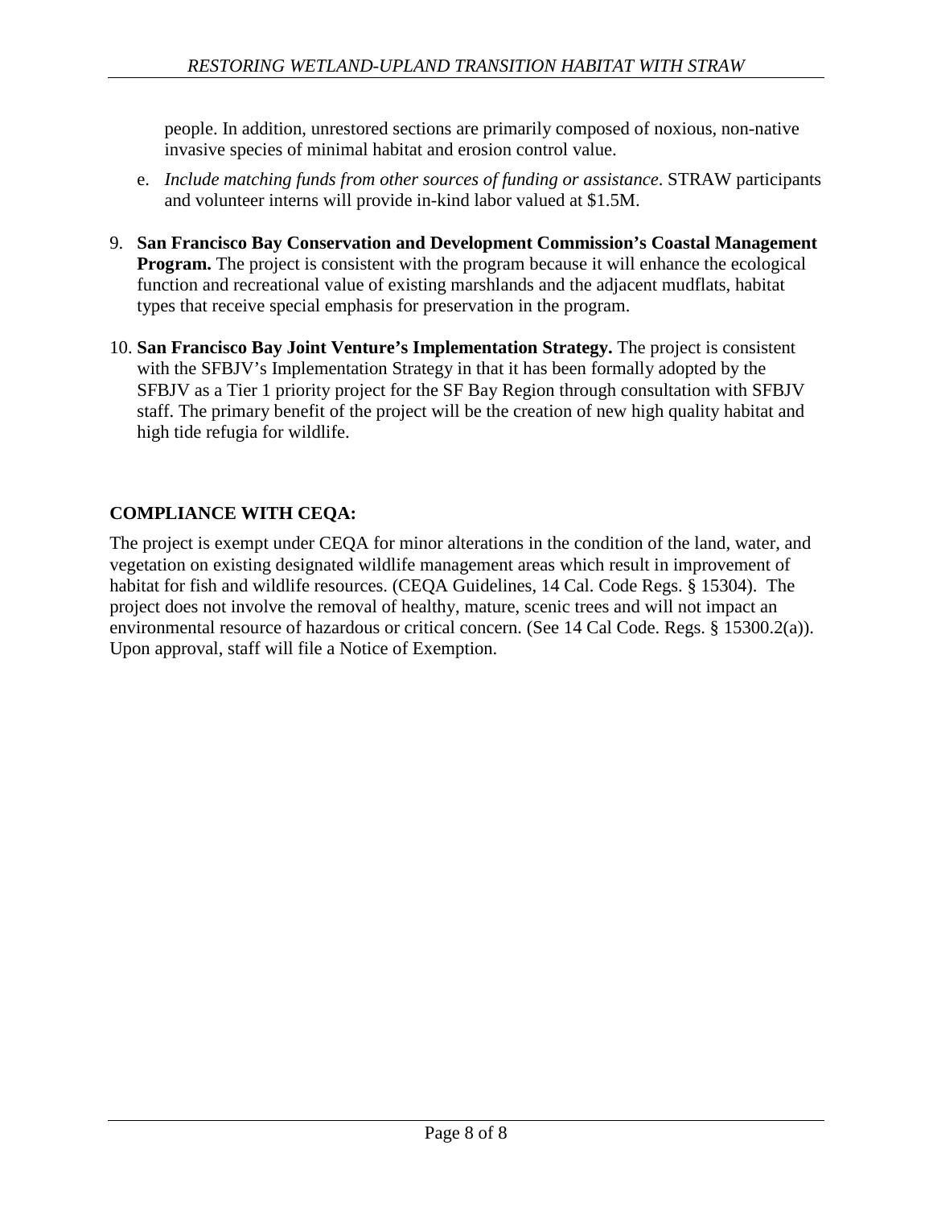people. In addition, unrestored sections are primarily composed of noxious, non-native invasive species of minimal habitat and erosion control value.

e. *Include matching funds from other sources of funding or assistance*. STRAW participants and volunteer interns will provide in-kind labor valued at $1.5M.

9. **San Francisco Bay Conservation and Development Commission's Coastal Management Program.** The project is consistent with the program because it will enhance the ecological function and recreational value of existing marshlands and the adjacent mudflats, habitat types that receive special emphasis for preservation in the program.

10. **San Francisco Bay Joint Venture's Implementation Strategy.** The project is consistent with the SFBJV's Implementation Strategy in that it has been formally adopted by the SFBJV as a Tier 1 priority project for the SF Bay Region through consultation with SFBJV staff. The primary benefit of the project will be the creation of new high quality habitat and high tide refugia for wildlife.

## COMPLIANCE WITH CEQA:

The project is exempt under CEQA for minor alterations in the condition of the land, water, and vegetation on existing designated wildlife management areas which result in improvement of habitat for fish and wildlife resources. (CEQA Guidelines, 14 Cal. Code Regs. § 15304). The project does not involve the removal of healthy, mature, scenic trees and will not impact an environmental resource of hazardous or critical concern. (See 14 Cal Code. Regs. § 15300.2(a)). Upon approval, staff will file a Notice of Exemption.